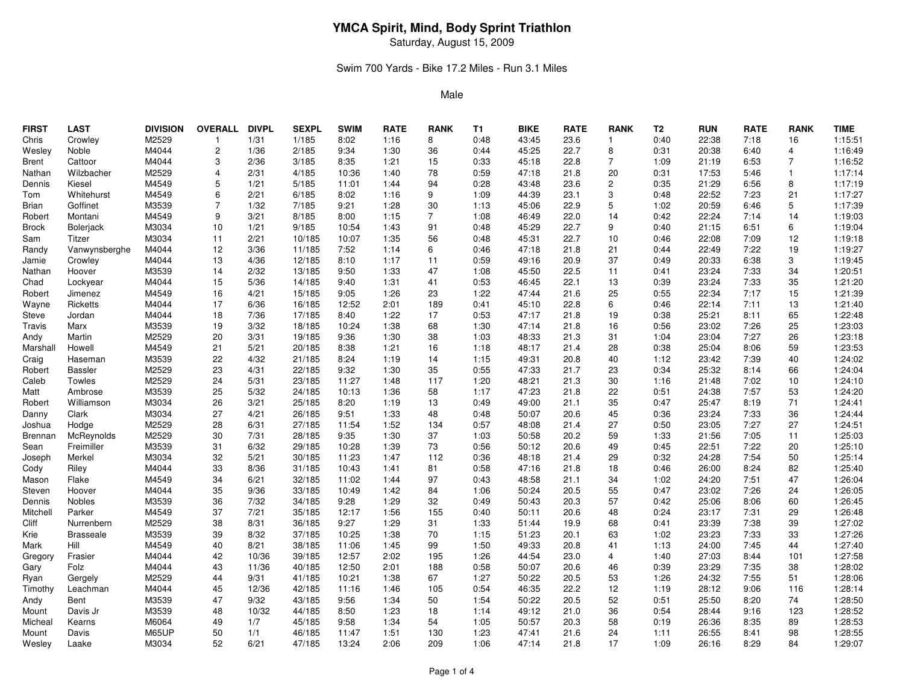# YMCA Spirit, Mind, Body Sprint Triathlon

Saturday, August 15, 2009

Swim 700 Yards - Bike 17.2 Miles - Run 3.1 Miles

Male

| FIRST | LAST | DIVISION | OVERALL | DIVPL | SEXPL | SWIM | RATE | RANK | T1 | BIKE | RATE | RANK | T2 | RUN | RATE | RANK | TIME |
|---|---|---|---|---|---|---|---|---|---|---|---|---|---|---|---|---|---|
| Chris | Crowley | M2529 | 1 | 1/31 | 1/185 | 8:02 | 1:16 | 8 | 0:48 | 43:45 | 23.6 | 1 | 0:40 | 22:38 | 7:18 | 16 | 1:15:51 |
| Wesley | Noble | M4044 | 2 | 1/36 | 2/185 | 9:34 | 1:30 | 36 | 0:44 | 45:25 | 22.7 | 8 | 0:31 | 20:38 | 6:40 | 4 | 1:16:49 |
| Brent | Cattoor | M4044 | 3 | 2/36 | 3/185 | 8:35 | 1:21 | 15 | 0:33 | 45:18 | 22.8 | 7 | 1:09 | 21:19 | 6:53 | 7 | 1:16:52 |
| Nathan | Wilzbacher | M2529 | 4 | 2/31 | 4/185 | 10:36 | 1:40 | 78 | 0:59 | 47:18 | 21.8 | 20 | 0:31 | 17:53 | 5:46 | 1 | 1:17:14 |
| Dennis | Kiesel | M4549 | 5 | 1/21 | 5/185 | 11:01 | 1:44 | 94 | 0:28 | 43:48 | 23.6 | 2 | 0:35 | 21:29 | 6:56 | 8 | 1:17:19 |
| Tom | Whitehurst | M4549 | 6 | 2/21 | 6/185 | 8:02 | 1:16 | 9 | 1:09 | 44:39 | 23.1 | 3 | 0:48 | 22:52 | 7:23 | 21 | 1:17:27 |
| Brian | Goffinet | M3539 | 7 | 1/32 | 7/185 | 9:21 | 1:28 | 30 | 1:13 | 45:06 | 22.9 | 5 | 1:02 | 20:59 | 6:46 | 5 | 1:17:39 |
| Robert | Montani | M4549 | 9 | 3/21 | 8/185 | 8:00 | 1:15 | 7 | 1:08 | 46:49 | 22.0 | 14 | 0:42 | 22:24 | 7:14 | 14 | 1:19:03 |
| Brock | Bolerjack | M3034 | 10 | 1/21 | 9/185 | 10:54 | 1:43 | 91 | 0:48 | 45:29 | 22.7 | 9 | 0:40 | 21:15 | 6:51 | 6 | 1:19:04 |
| Sam | Titzer | M3034 | 11 | 2/21 | 10/185 | 10:07 | 1:35 | 56 | 0:48 | 45:31 | 22.7 | 10 | 0:46 | 22:08 | 7:09 | 12 | 1:19:18 |
| Randy | Vanwynsberghe | M4044 | 12 | 3/36 | 11/185 | 7:52 | 1:14 | 6 | 0:46 | 47:18 | 21.8 | 21 | 0:44 | 22:49 | 7:22 | 19 | 1:19:27 |
| Jamie | Crowley | M4044 | 13 | 4/36 | 12/185 | 8:10 | 1:17 | 11 | 0:59 | 49:16 | 20.9 | 37 | 0:49 | 20:33 | 6:38 | 3 | 1:19:45 |
| Nathan | Hoover | M3539 | 14 | 2/32 | 13/185 | 9:50 | 1:33 | 47 | 1:08 | 45:50 | 22.5 | 11 | 0:41 | 23:24 | 7:33 | 34 | 1:20:51 |
| Chad | Lockyear | M4044 | 15 | 5/36 | 14/185 | 9:40 | 1:31 | 41 | 0:53 | 46:45 | 22.1 | 13 | 0:39 | 23:24 | 7:33 | 35 | 1:21:20 |
| Robert | Jimenez | M4549 | 16 | 4/21 | 15/185 | 9:05 | 1:26 | 23 | 1:22 | 47:44 | 21.6 | 25 | 0:55 | 22:34 | 7:17 | 15 | 1:21:39 |
| Wayne | Ricketts | M4044 | 17 | 6/36 | 16/185 | 12:52 | 2:01 | 189 | 0:41 | 45:10 | 22.8 | 6 | 0:46 | 22:14 | 7:11 | 13 | 1:21:40 |
| Steve | Jordan | M4044 | 18 | 7/36 | 17/185 | 8:40 | 1:22 | 17 | 0:53 | 47:17 | 21.8 | 19 | 0:38 | 25:21 | 8:11 | 65 | 1:22:48 |
| Travis | Marx | M3539 | 19 | 3/32 | 18/185 | 10:24 | 1:38 | 68 | 1:30 | 47:14 | 21.8 | 16 | 0:56 | 23:02 | 7:26 | 25 | 1:23:03 |
| Andy | Martin | M2529 | 20 | 3/31 | 19/185 | 9:36 | 1:30 | 38 | 1:03 | 48:33 | 21.3 | 31 | 1:04 | 23:04 | 7:27 | 26 | 1:23:18 |
| Marshall | Howell | M4549 | 21 | 5/21 | 20/185 | 8:38 | 1:21 | 16 | 1:18 | 48:17 | 21.4 | 28 | 0:38 | 25:04 | 8:06 | 59 | 1:23:53 |
| Craig | Haseman | M3539 | 22 | 4/32 | 21/185 | 8:24 | 1:19 | 14 | 1:15 | 49:31 | 20.8 | 40 | 1:12 | 23:42 | 7:39 | 40 | 1:24:02 |
| Robert | Bassler | M2529 | 23 | 4/31 | 22/185 | 9:32 | 1:30 | 35 | 0:55 | 47:33 | 21.7 | 23 | 0:34 | 25:32 | 8:14 | 66 | 1:24:04 |
| Caleb | Towles | M2529 | 24 | 5/31 | 23/185 | 11:27 | 1:48 | 117 | 1:20 | 48:21 | 21.3 | 30 | 1:16 | 21:48 | 7:02 | 10 | 1:24:10 |
| Matt | Ambrose | M3539 | 25 | 5/32 | 24/185 | 10:13 | 1:36 | 58 | 1:17 | 47:23 | 21.8 | 22 | 0:51 | 24:38 | 7:57 | 53 | 1:24:20 |
| Robert | Williamson | M3034 | 26 | 3/21 | 25/185 | 8:20 | 1:19 | 13 | 0:49 | 49:00 | 21.1 | 35 | 0:47 | 25:47 | 8:19 | 71 | 1:24:41 |
| Danny | Clark | M3034 | 27 | 4/21 | 26/185 | 9:51 | 1:33 | 48 | 0:48 | 50:07 | 20.6 | 45 | 0:36 | 23:24 | 7:33 | 36 | 1:24:44 |
| Joshua | Hodge | M2529 | 28 | 6/31 | 27/185 | 11:54 | 1:52 | 134 | 0:57 | 48:08 | 21.4 | 27 | 0:50 | 23:05 | 7:27 | 27 | 1:24:51 |
| Brennan | McReynolds | M2529 | 30 | 7/31 | 28/185 | 9:35 | 1:30 | 37 | 1:03 | 50:58 | 20.2 | 59 | 1:33 | 21:56 | 7:05 | 11 | 1:25:03 |
| Sean | Freimiller | M3539 | 31 | 6/32 | 29/185 | 10:28 | 1:39 | 73 | 0:56 | 50:12 | 20.6 | 49 | 0:45 | 22:51 | 7:22 | 20 | 1:25:10 |
| Joseph | Merkel | M3034 | 32 | 5/21 | 30/185 | 11:23 | 1:47 | 112 | 0:36 | 48:18 | 21.4 | 29 | 0:32 | 24:28 | 7:54 | 50 | 1:25:14 |
| Cody | Riley | M4044 | 33 | 8/36 | 31/185 | 10:43 | 1:41 | 81 | 0:58 | 47:16 | 21.8 | 18 | 0:46 | 26:00 | 8:24 | 82 | 1:25:40 |
| Mason | Flake | M4549 | 34 | 6/21 | 32/185 | 11:02 | 1:44 | 97 | 0:43 | 48:58 | 21.1 | 34 | 1:02 | 24:20 | 7:51 | 47 | 1:26:04 |
| Steven | Hoover | M4044 | 35 | 9/36 | 33/185 | 10:49 | 1:42 | 84 | 1:06 | 50:24 | 20.5 | 55 | 0:47 | 23:02 | 7:26 | 24 | 1:26:05 |
| Dennis | Nobles | M3539 | 36 | 7/32 | 34/185 | 9:28 | 1:29 | 32 | 0:49 | 50:43 | 20.3 | 57 | 0:42 | 25:06 | 8:06 | 60 | 1:26:45 |
| Mitchell | Parker | M4549 | 37 | 7/21 | 35/185 | 12:17 | 1:56 | 155 | 0:40 | 50:11 | 20.6 | 48 | 0:24 | 23:17 | 7:31 | 29 | 1:26:48 |
| Cliff | Nurrenbern | M2529 | 38 | 8/31 | 36/185 | 9:27 | 1:29 | 31 | 1:33 | 51:44 | 19.9 | 68 | 0:41 | 23:39 | 7:38 | 39 | 1:27:02 |
| Krie | Brasseale | M3539 | 39 | 8/32 | 37/185 | 10:25 | 1:38 | 70 | 1:15 | 51:23 | 20.1 | 63 | 1:02 | 23:23 | 7:33 | 33 | 1:27:26 |
| Mark | Hill | M4549 | 40 | 8/21 | 38/185 | 11:06 | 1:45 | 99 | 1:50 | 49:33 | 20.8 | 41 | 1:13 | 24:00 | 7:45 | 44 | 1:27:40 |
| Gregory | Frasier | M4044 | 42 | 10/36 | 39/185 | 12:57 | 2:02 | 195 | 1:26 | 44:54 | 23.0 | 4 | 1:40 | 27:03 | 8:44 | 101 | 1:27:58 |
| Gary | Folz | M4044 | 43 | 11/36 | 40/185 | 12:50 | 2:01 | 188 | 0:58 | 50:07 | 20.6 | 46 | 0:39 | 23:29 | 7:35 | 38 | 1:28:02 |
| Ryan | Gergely | M2529 | 44 | 9/31 | 41/185 | 10:21 | 1:38 | 67 | 1:27 | 50:22 | 20.5 | 53 | 1:26 | 24:32 | 7:55 | 51 | 1:28:06 |
| Timothy | Leachman | M4044 | 45 | 12/36 | 42/185 | 11:16 | 1:46 | 105 | 0:54 | 46:35 | 22.2 | 12 | 1:19 | 28:12 | 9:06 | 116 | 1:28:14 |
| Andy | Bent | M3539 | 47 | 9/32 | 43/185 | 9:56 | 1:34 | 50 | 1:54 | 50:22 | 20.5 | 52 | 0:51 | 25:50 | 8:20 | 74 | 1:28:50 |
| Mount | Davis Jr | M3539 | 48 | 10/32 | 44/185 | 8:50 | 1:23 | 18 | 1:14 | 49:12 | 21.0 | 36 | 0:54 | 28:44 | 9:16 | 123 | 1:28:52 |
| Micheal | Kearns | M6064 | 49 | 1/7 | 45/185 | 9:58 | 1:34 | 54 | 1:05 | 50:57 | 20.3 | 58 | 0:19 | 26:36 | 8:35 | 89 | 1:28:53 |
| Mount | Davis | M65UP | 50 | 1/1 | 46/185 | 11:47 | 1:51 | 130 | 1:23 | 47:41 | 21.6 | 24 | 1:11 | 26:55 | 8:41 | 98 | 1:28:55 |
| Wesley | Laake | M3034 | 52 | 6/21 | 47/185 | 13:24 | 2:06 | 209 | 1:06 | 47:14 | 21.8 | 17 | 1:09 | 26:16 | 8:29 | 84 | 1:29:07 |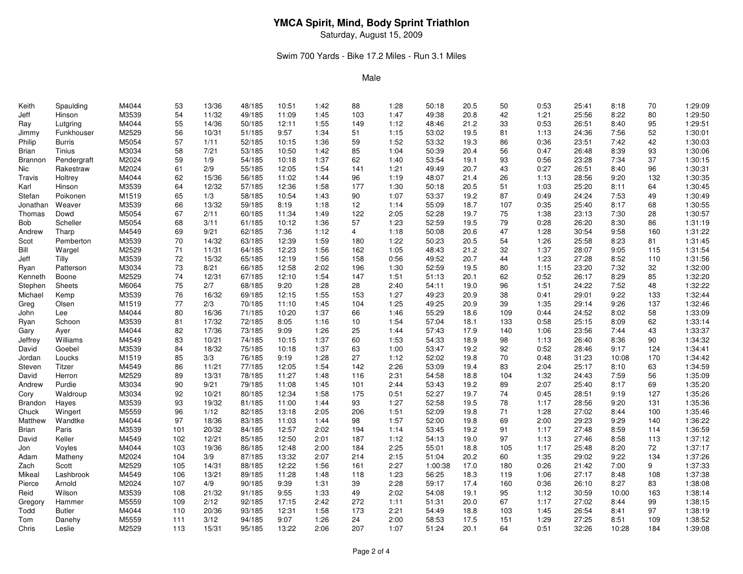# YMCA Spirit, Mind, Body Sprint Triathlon

Saturday, August 15, 2009

Swim 700 Yards - Bike 17.2 Miles - Run 3.1 Miles

Male

| | | | | | | | | | | | | | | | | | |
|---|---|---|---|---|---|---|---|---|---|---|---|---|---|---|---|---|---|
| Keith | Spaulding | M4044 | 53 | 13/36 | 48/185 | 10:51 | 1:42 | 88 | 1:28 | 50:18 | 20.5 | 50 | 0:53 | 25:41 | 8:18 | 70 | 1:29:09 |
| Jeff | Hinson | M3539 | 54 | 11/32 | 49/185 | 11:09 | 1:45 | 103 | 1:47 | 49:38 | 20.8 | 42 | 1:21 | 25:56 | 8:22 | 80 | 1:29:50 |
| Ray | Lutgring | M4044 | 55 | 14/36 | 50/185 | 12:11 | 1:55 | 149 | 1:12 | 48:46 | 21.2 | 33 | 0:53 | 26:51 | 8:40 | 95 | 1:29:51 |
| Jimmy | Funkhouser | M2529 | 56 | 10/31 | 51/185 | 9:57 | 1:34 | 51 | 1:15 | 53:02 | 19.5 | 81 | 1:13 | 24:36 | 7:56 | 52 | 1:30:01 |
| Philip | Burris | M5054 | 57 | 1/11 | 52/185 | 10:15 | 1:36 | 59 | 1:52 | 53:32 | 19.3 | 86 | 0:36 | 23:51 | 7:42 | 42 | 1:30:03 |
| Brian | Tinius | M3034 | 58 | 7/21 | 53/185 | 10:50 | 1:42 | 85 | 1:04 | 50:39 | 20.4 | 56 | 0:47 | 26:48 | 8:39 | 93 | 1:30:06 |
| Brannon | Pendergraft | M2024 | 59 | 1/9 | 54/185 | 10:18 | 1:37 | 62 | 1:40 | 53:54 | 19.1 | 93 | 0:56 | 23:28 | 7:34 | 37 | 1:30:15 |
| Nic | Rakestraw | M2024 | 61 | 2/9 | 55/185 | 12:05 | 1:54 | 141 | 1:21 | 49:49 | 20.7 | 43 | 0:27 | 26:51 | 8:40 | 96 | 1:30:31 |
| Travis | Holtrey | M4044 | 62 | 15/36 | 56/185 | 11:02 | 1:44 | 96 | 1:19 | 48:07 | 21.4 | 26 | 1:13 | 28:56 | 9:20 | 132 | 1:30:35 |
| Karl | Hinson | M3539 | 64 | 12/32 | 57/185 | 12:36 | 1:58 | 177 | 1:30 | 50:18 | 20.5 | 51 | 1:03 | 25:20 | 8:11 | 64 | 1:30:45 |
| Stefan | Poikonen | M1519 | 65 | 1/3 | 58/185 | 10:54 | 1:43 | 90 | 1:07 | 53:37 | 19.2 | 87 | 0:49 | 24:24 | 7:53 | 49 | 1:30:49 |
| Jonathan | Weaver | M3539 | 66 | 13/32 | 59/185 | 8:19 | 1:18 | 12 | 1:14 | 55:09 | 18.7 | 107 | 0:35 | 25:40 | 8:17 | 68 | 1:30:55 |
| Thomas | Dowd | M5054 | 67 | 2/11 | 60/185 | 11:34 | 1:49 | 122 | 2:05 | 52:28 | 19.7 | 75 | 1:38 | 23:13 | 7:30 | 28 | 1:30:57 |
| Bob | Scheller | M5054 | 68 | 3/11 | 61/185 | 10:12 | 1:36 | 57 | 1:23 | 52:59 | 19.5 | 79 | 0:28 | 26:20 | 8:30 | 86 | 1:31:19 |
| Andrew | Tharp | M4549 | 69 | 9/21 | 62/185 | 7:36 | 1:12 | 4 | 1:18 | 50:08 | 20.6 | 47 | 1:28 | 30:54 | 9:58 | 160 | 1:31:22 |
| Scot | Pemberton | M3539 | 70 | 14/32 | 63/185 | 12:39 | 1:59 | 180 | 1:22 | 50:23 | 20.5 | 54 | 1:26 | 25:58 | 8:23 | 81 | 1:31:45 |
| Bill | Wargel | M2529 | 71 | 11/31 | 64/185 | 12:23 | 1:56 | 162 | 1:05 | 48:43 | 21.2 | 32 | 1:37 | 28:07 | 9:05 | 115 | 1:31:54 |
| Jeff | Tilly | M3539 | 72 | 15/32 | 65/185 | 12:19 | 1:56 | 158 | 0:56 | 49:52 | 20.7 | 44 | 1:23 | 27:28 | 8:52 | 110 | 1:31:56 |
| Ryan | Patterson | M3034 | 73 | 8/21 | 66/185 | 12:58 | 2:02 | 196 | 1:30 | 52:59 | 19.5 | 80 | 1:15 | 23:20 | 7:32 | 32 | 1:32:00 |
| Kenneth | Boone | M2529 | 74 | 12/31 | 67/185 | 12:10 | 1:54 | 147 | 1:51 | 51:13 | 20.1 | 62 | 0:52 | 26:17 | 8:29 | 85 | 1:32:20 |
| Stephen | Sheets | M6064 | 75 | 2/7 | 68/185 | 9:20 | 1:28 | 28 | 2:40 | 54:11 | 19.0 | 96 | 1:51 | 24:22 | 7:52 | 48 | 1:32:22 |
| Michael | Kemp | M3539 | 76 | 16/32 | 69/185 | 12:15 | 1:55 | 153 | 1:27 | 49:23 | 20.9 | 38 | 0:41 | 29:01 | 9:22 | 133 | 1:32:44 |
| Greg | Olsen | M1519 | 77 | 2/3 | 70/185 | 11:10 | 1:45 | 104 | 1:25 | 49:25 | 20.9 | 39 | 1:35 | 29:14 | 9:26 | 137 | 1:32:46 |
| John | Lee | M4044 | 80 | 16/36 | 71/185 | 10:20 | 1:37 | 66 | 1:46 | 55:29 | 18.6 | 109 | 0:44 | 24:52 | 8:02 | 58 | 1:33:09 |
| Ryan | Schoon | M3539 | 81 | 17/32 | 72/185 | 8:05 | 1:16 | 10 | 1:54 | 57:04 | 18.1 | 133 | 0:58 | 25:15 | 8:09 | 62 | 1:33:14 |
| Gary | Ayer | M4044 | 82 | 17/36 | 73/185 | 9:09 | 1:26 | 25 | 1:44 | 57:43 | 17.9 | 140 | 1:06 | 23:56 | 7:44 | 43 | 1:33:37 |
| Jeffrey | Williams | M4549 | 83 | 10/21 | 74/185 | 10:15 | 1:37 | 60 | 1:53 | 54:33 | 18.9 | 98 | 1:13 | 26:40 | 8:36 | 90 | 1:34:32 |
| David | Goebel | M3539 | 84 | 18/32 | 75/185 | 10:18 | 1:37 | 63 | 1:00 | 53:47 | 19.2 | 92 | 0:52 | 28:46 | 9:17 | 124 | 1:34:41 |
| Jordan | Loucks | M1519 | 85 | 3/3 | 76/185 | 9:19 | 1:28 | 27 | 1:12 | 52:02 | 19.8 | 70 | 0:48 | 31:23 | 10:08 | 170 | 1:34:42 |
| Steven | Titzer | M4549 | 86 | 11/21 | 77/185 | 12:05 | 1:54 | 142 | 2:26 | 53:09 | 19.4 | 83 | 2:04 | 25:17 | 8:10 | 63 | 1:34:59 |
| David | Herron | M2529 | 89 | 13/31 | 78/185 | 11:27 | 1:48 | 116 | 2:31 | 54:58 | 18.8 | 104 | 1:32 | 24:43 | 7:59 | 56 | 1:35:09 |
| Andrew | Purdie | M3034 | 90 | 9/21 | 79/185 | 11:08 | 1:45 | 101 | 2:44 | 53:43 | 19.2 | 89 | 2:07 | 25:40 | 8:17 | 69 | 1:35:20 |
| Cory | Waldroup | M3034 | 92 | 10/21 | 80/185 | 12:34 | 1:58 | 175 | 0:51 | 52:27 | 19.7 | 74 | 0:45 | 28:51 | 9:19 | 127 | 1:35:26 |
| Brandon | Hayes | M3539 | 93 | 19/32 | 81/185 | 11:00 | 1:44 | 93 | 1:27 | 52:58 | 19.5 | 78 | 1:17 | 28:56 | 9:20 | 131 | 1:35:36 |
| Chuck | Wingert | M5559 | 96 | 1/12 | 82/185 | 13:18 | 2:05 | 206 | 1:51 | 52:09 | 19.8 | 71 | 1:28 | 27:02 | 8:44 | 100 | 1:35:46 |
| Matthew | Wandtke | M4044 | 97 | 18/36 | 83/185 | 11:03 | 1:44 | 98 | 1:57 | 52:00 | 19.8 | 69 | 2:00 | 29:23 | 9:29 | 140 | 1:36:22 |
| Brian | Paris | M3539 | 101 | 20/32 | 84/185 | 12:57 | 2:02 | 194 | 1:14 | 53:45 | 19.2 | 91 | 1:17 | 27:48 | 8:59 | 114 | 1:36:59 |
| David | Keller | M4549 | 102 | 12/21 | 85/185 | 12:50 | 2:01 | 187 | 1:12 | 54:13 | 19.0 | 97 | 1:13 | 27:46 | 8:58 | 113 | 1:37:12 |
| Jon | Voyles | M4044 | 103 | 19/36 | 86/185 | 12:48 | 2:00 | 184 | 2:25 | 55:01 | 18.8 | 105 | 1:17 | 25:48 | 8:20 | 72 | 1:37:17 |
| Adam | Matheny | M2024 | 104 | 3/9 | 87/185 | 13:32 | 2:07 | 214 | 2:15 | 51:04 | 20.2 | 60 | 1:35 | 29:02 | 9:22 | 134 | 1:37:26 |
| Zach | Scott | M2529 | 105 | 14/31 | 88/185 | 12:22 | 1:56 | 161 | 2:27 | 1:00:38 | 17.0 | 180 | 0:26 | 21:42 | 7:00 | 9 | 1:37:33 |
| Mikeal | Lashbrook | M4549 | 106 | 13/21 | 89/185 | 11:28 | 1:48 | 118 | 1:23 | 56:25 | 18.3 | 119 | 1:06 | 27:17 | 8:48 | 108 | 1:37:38 |
| Pierce | Arnold | M2024 | 107 | 4/9 | 90/185 | 9:39 | 1:31 | 39 | 2:28 | 59:17 | 17.4 | 160 | 0:36 | 26:10 | 8:27 | 83 | 1:38:08 |
| Reid | Wilson | M3539 | 108 | 21/32 | 91/185 | 9:55 | 1:33 | 49 | 2:02 | 54:08 | 19.1 | 95 | 1:12 | 30:59 | 10:00 | 163 | 1:38:14 |
| Gregory | Hammer | M5559 | 109 | 2/12 | 92/185 | 17:15 | 2:42 | 272 | 1:11 | 51:31 | 20.0 | 67 | 1:17 | 27:02 | 8:44 | 99 | 1:38:15 |
| Todd | Butler | M4044 | 110 | 20/36 | 93/185 | 12:31 | 1:58 | 173 | 2:21 | 54:49 | 18.8 | 103 | 1:45 | 26:54 | 8:41 | 97 | 1:38:19 |
| Tom | Danehy | M5559 | 111 | 3/12 | 94/185 | 9:07 | 1:26 | 24 | 2:00 | 58:53 | 17.5 | 151 | 1:29 | 27:25 | 8:51 | 109 | 1:38:52 |
| Chris | Leslie | M2529 | 113 | 15/31 | 95/185 | 13:22 | 2:06 | 207 | 1:07 | 51:24 | 20.1 | 64 | 0:51 | 32:26 | 10:28 | 184 | 1:39:08 |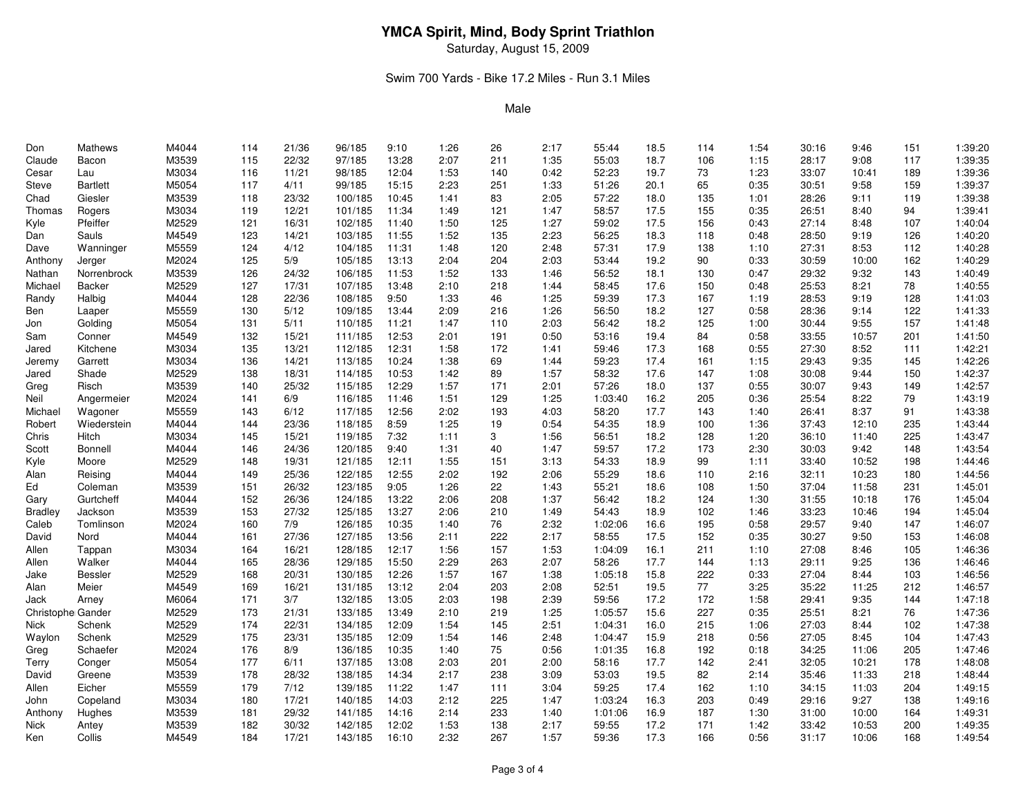# YMCA Spirit, Mind, Body Sprint Triathlon

Saturday, August 15, 2009

Swim 700 Yards - Bike 17.2 Miles - Run 3.1 Miles

Male

| | | | | | | | | | | | | | | | | | |
|---|---|---|---|---|---|---|---|---|---|---|---|---|---|---|---|---|---|
| Don | Mathews | M4044 | 114 | 21/36 | 96/185 | 9:10 | 1:26 | 26 | 2:17 | 55:44 | 18.5 | 114 | 1:54 | 30:16 | 9:46 | 151 | 1:39:20 |
| Claude | Bacon | M3539 | 115 | 22/32 | 97/185 | 13:28 | 2:07 | 211 | 1:35 | 55:03 | 18.7 | 106 | 1:15 | 28:17 | 9:08 | 117 | 1:39:35 |
| Cesar | Lau | M3034 | 116 | 11/21 | 98/185 | 12:04 | 1:53 | 140 | 0:42 | 52:23 | 19.7 | 73 | 1:23 | 33:07 | 10:41 | 189 | 1:39:36 |
| Steve | Bartlett | M5054 | 117 | 4/11 | 99/185 | 15:15 | 2:23 | 251 | 1:33 | 51:26 | 20.1 | 65 | 0:35 | 30:51 | 9:58 | 159 | 1:39:37 |
| Chad | Giesler | M3539 | 118 | 23/32 | 100/185 | 10:45 | 1:41 | 83 | 2:05 | 57:22 | 18.0 | 135 | 1:01 | 28:26 | 9:11 | 119 | 1:39:38 |
| Thomas | Rogers | M3034 | 119 | 12/21 | 101/185 | 11:34 | 1:49 | 121 | 1:47 | 58:57 | 17.5 | 155 | 0:35 | 26:51 | 8:40 | 94 | 1:39:41 |
| Kyle | Pfeiffer | M2529 | 121 | 16/31 | 102/185 | 11:40 | 1:50 | 125 | 1:27 | 59:02 | 17.5 | 156 | 0:43 | 27:14 | 8:48 | 107 | 1:40:04 |
| Dan | Sauls | M4549 | 123 | 14/21 | 103/185 | 11:55 | 1:52 | 135 | 2:23 | 56:25 | 18.3 | 118 | 0:48 | 28:50 | 9:19 | 126 | 1:40:20 |
| Dave | Wanninger | M5559 | 124 | 4/12 | 104/185 | 11:31 | 1:48 | 120 | 2:48 | 57:31 | 17.9 | 138 | 1:10 | 27:31 | 8:53 | 112 | 1:40:28 |
| Anthony | Jerger | M2024 | 125 | 5/9 | 105/185 | 13:13 | 2:04 | 204 | 2:03 | 53:44 | 19.2 | 90 | 0:33 | 30:59 | 10:00 | 162 | 1:40:29 |
| Nathan | Norrenbrock | M3539 | 126 | 24/32 | 106/185 | 11:53 | 1:52 | 133 | 1:46 | 56:52 | 18.1 | 130 | 0:47 | 29:32 | 9:32 | 143 | 1:40:49 |
| Michael | Backer | M2529 | 127 | 17/31 | 107/185 | 13:48 | 2:10 | 218 | 1:44 | 58:45 | 17.6 | 150 | 0:48 | 25:53 | 8:21 | 78 | 1:40:55 |
| Randy | Halbig | M4044 | 128 | 22/36 | 108/185 | 9:50 | 1:33 | 46 | 1:25 | 59:39 | 17.3 | 167 | 1:19 | 28:53 | 9:19 | 128 | 1:41:03 |
| Ben | Laaper | M5559 | 130 | 5/12 | 109/185 | 13:44 | 2:09 | 216 | 1:26 | 56:50 | 18.2 | 127 | 0:58 | 28:36 | 9:14 | 122 | 1:41:33 |
| Jon | Golding | M5054 | 131 | 5/11 | 110/185 | 11:21 | 1:47 | 110 | 2:03 | 56:42 | 18.2 | 125 | 1:00 | 30:44 | 9:55 | 157 | 1:41:48 |
| Sam | Conner | M4549 | 132 | 15/21 | 111/185 | 12:53 | 2:01 | 191 | 0:50 | 53:16 | 19.4 | 84 | 0:58 | 33:55 | 10:57 | 201 | 1:41:50 |
| Jared | Kitchene | M3034 | 135 | 13/21 | 112/185 | 12:31 | 1:58 | 172 | 1:41 | 59:46 | 17.3 | 168 | 0:55 | 27:30 | 8:52 | 111 | 1:42:21 |
| Jeremy | Garrett | M3034 | 136 | 14/21 | 113/185 | 10:24 | 1:38 | 69 | 1:44 | 59:23 | 17.4 | 161 | 1:15 | 29:43 | 9:35 | 145 | 1:42:26 |
| Jared | Shade | M2529 | 138 | 18/31 | 114/185 | 10:53 | 1:42 | 89 | 1:57 | 58:32 | 17.6 | 147 | 1:08 | 30:08 | 9:44 | 150 | 1:42:37 |
| Greg | Risch | M3539 | 140 | 25/32 | 115/185 | 12:29 | 1:57 | 171 | 2:01 | 57:26 | 18.0 | 137 | 0:55 | 30:07 | 9:43 | 149 | 1:42:57 |
| Neil | Angermeier | M2024 | 141 | 6/9 | 116/185 | 11:46 | 1:51 | 129 | 1:25 | 1:03:40 | 16.2 | 205 | 0:36 | 25:54 | 8:22 | 79 | 1:43:19 |
| Michael | Wagoner | M5559 | 143 | 6/12 | 117/185 | 12:56 | 2:02 | 193 | 4:03 | 58:20 | 17.7 | 143 | 1:40 | 26:41 | 8:37 | 91 | 1:43:38 |
| Robert | Wiederstein | M4044 | 144 | 23/36 | 118/185 | 8:59 | 1:25 | 19 | 0:54 | 54:35 | 18.9 | 100 | 1:36 | 37:43 | 12:10 | 235 | 1:43:44 |
| Chris | Hitch | M3034 | 145 | 15/21 | 119/185 | 7:32 | 1:11 | 3 | 1:56 | 56:51 | 18.2 | 128 | 1:20 | 36:10 | 11:40 | 225 | 1:43:47 |
| Scott | Bonnell | M4044 | 146 | 24/36 | 120/185 | 9:40 | 1:31 | 40 | 1:47 | 59:57 | 17.2 | 173 | 2:30 | 30:03 | 9:42 | 148 | 1:43:54 |
| Kyle | Moore | M2529 | 148 | 19/31 | 121/185 | 12:11 | 1:55 | 151 | 3:13 | 54:33 | 18.9 | 99 | 1:11 | 33:40 | 10:52 | 198 | 1:44:46 |
| Alan | Reising | M4044 | 149 | 25/36 | 122/185 | 12:55 | 2:02 | 192 | 2:06 | 55:29 | 18.6 | 110 | 2:16 | 32:11 | 10:23 | 180 | 1:44:56 |
| Ed | Coleman | M3539 | 151 | 26/32 | 123/185 | 9:05 | 1:26 | 22 | 1:43 | 55:21 | 18.6 | 108 | 1:50 | 37:04 | 11:58 | 231 | 1:45:01 |
| Gary | Gurtcheff | M4044 | 152 | 26/36 | 124/185 | 13:22 | 2:06 | 208 | 1:37 | 56:42 | 18.2 | 124 | 1:30 | 31:55 | 10:18 | 176 | 1:45:04 |
| Bradley | Jackson | M3539 | 153 | 27/32 | 125/185 | 13:27 | 2:06 | 210 | 1:49 | 54:43 | 18.9 | 102 | 1:46 | 33:23 | 10:46 | 194 | 1:45:04 |
| Caleb | Tomlinson | M2024 | 160 | 7/9 | 126/185 | 10:35 | 1:40 | 76 | 2:32 | 1:02:06 | 16.6 | 195 | 0:58 | 29:57 | 9:40 | 147 | 1:46:07 |
| David | Nord | M4044 | 161 | 27/36 | 127/185 | 13:56 | 2:11 | 222 | 2:17 | 58:55 | 17.5 | 152 | 0:35 | 30:27 | 9:50 | 153 | 1:46:08 |
| Allen | Tappan | M3034 | 164 | 16/21 | 128/185 | 12:17 | 1:56 | 157 | 1:53 | 1:04:09 | 16.1 | 211 | 1:10 | 27:08 | 8:46 | 105 | 1:46:36 |
| Allen | Walker | M4044 | 165 | 28/36 | 129/185 | 15:50 | 2:29 | 263 | 2:07 | 58:26 | 17.7 | 144 | 1:13 | 29:11 | 9:25 | 136 | 1:46:46 |
| Jake | Bessler | M2529 | 168 | 20/31 | 130/185 | 12:26 | 1:57 | 167 | 1:38 | 1:05:18 | 15.8 | 222 | 0:33 | 27:04 | 8:44 | 103 | 1:46:56 |
| Alan | Meier | M4549 | 169 | 16/21 | 131/185 | 13:12 | 2:04 | 203 | 2:08 | 52:51 | 19.5 | 77 | 3:25 | 35:22 | 11:25 | 212 | 1:46:57 |
| Jack | Arney | M6064 | 171 | 3/7 | 132/185 | 13:05 | 2:03 | 198 | 2:39 | 59:56 | 17.2 | 172 | 1:58 | 29:41 | 9:35 | 144 | 1:47:18 |
| Christophe | Gander | M2529 | 173 | 21/31 | 133/185 | 13:49 | 2:10 | 219 | 1:25 | 1:05:57 | 15.6 | 227 | 0:35 | 25:51 | 8:21 | 76 | 1:47:36 |
| Nick | Schenk | M2529 | 174 | 22/31 | 134/185 | 12:09 | 1:54 | 145 | 2:51 | 1:04:31 | 16.0 | 215 | 1:06 | 27:03 | 8:44 | 102 | 1:47:38 |
| Waylon | Schenk | M2529 | 175 | 23/31 | 135/185 | 12:09 | 1:54 | 146 | 2:48 | 1:04:47 | 15.9 | 218 | 0:56 | 27:05 | 8:45 | 104 | 1:47:43 |
| Greg | Schaefer | M2024 | 176 | 8/9 | 136/185 | 10:35 | 1:40 | 75 | 0:56 | 1:01:35 | 16.8 | 192 | 0:18 | 34:25 | 11:06 | 205 | 1:47:46 |
| Terry | Conger | M5054 | 177 | 6/11 | 137/185 | 13:08 | 2:03 | 201 | 2:00 | 58:16 | 17.7 | 142 | 2:41 | 32:05 | 10:21 | 178 | 1:48:08 |
| David | Greene | M3539 | 178 | 28/32 | 138/185 | 14:34 | 2:17 | 238 | 3:09 | 53:03 | 19.5 | 82 | 2:14 | 35:46 | 11:33 | 218 | 1:48:44 |
| Allen | Eicher | M5559 | 179 | 7/12 | 139/185 | 11:22 | 1:47 | 111 | 3:04 | 59:25 | 17.4 | 162 | 1:10 | 34:15 | 11:03 | 204 | 1:49:15 |
| John | Copeland | M3034 | 180 | 17/21 | 140/185 | 14:03 | 2:12 | 225 | 1:47 | 1:03:24 | 16.3 | 203 | 0:49 | 29:16 | 9:27 | 138 | 1:49:16 |
| Anthony | Hughes | M3539 | 181 | 29/32 | 141/185 | 14:16 | 2:14 | 233 | 1:40 | 1:01:06 | 16.9 | 187 | 1:30 | 31:00 | 10:00 | 164 | 1:49:31 |
| Nick | Antey | M3539 | 182 | 30/32 | 142/185 | 12:02 | 1:53 | 138 | 2:17 | 59:55 | 17.2 | 171 | 1:42 | 33:42 | 10:53 | 200 | 1:49:35 |
| Ken | Collis | M4549 | 184 | 17/21 | 143/185 | 16:10 | 2:32 | 267 | 1:57 | 59:36 | 17.3 | 166 | 0:56 | 31:17 | 10:06 | 168 | 1:49:54 |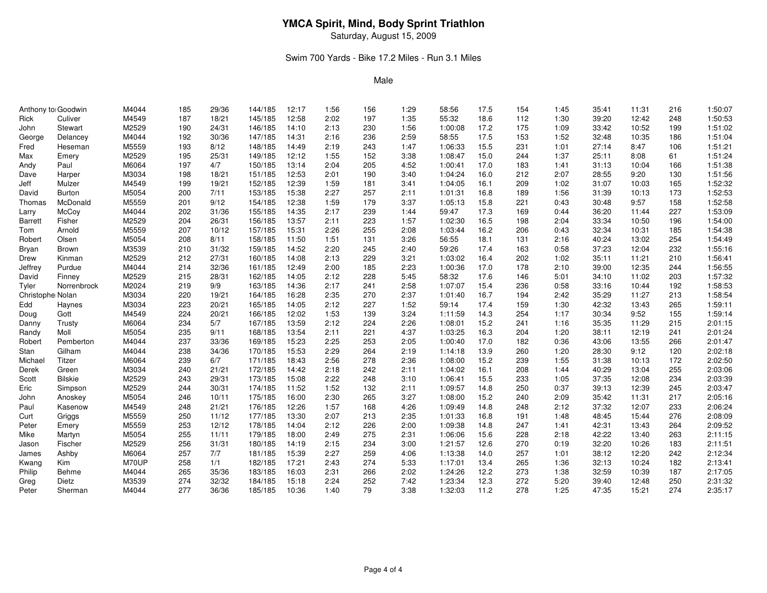# YMCA Spirit, Mind, Body Sprint Triathlon

Saturday, August 15, 2009

Swim 700 Yards - Bike 17.2 Miles - Run 3.1 Miles

Male

| | | | | | | | | | | | | | | | | | |
|---|---|---|---|---|---|---|---|---|---|---|---|---|---|---|---|---|---|
| Anthony tor | Goodwin | M4044 | 185 | 29/36 | 144/185 | 12:17 | 1:56 | 156 | 1:29 | 58:56 | 17.5 | 154 | 1:45 | 35:41 | 11:31 | 216 | 1:50:07 |
| Rick | Culiver | M4549 | 187 | 18/21 | 145/185 | 12:58 | 2:02 | 197 | 1:35 | 55:32 | 18.6 | 112 | 1:30 | 39:20 | 12:42 | 248 | 1:50:53 |
| John | Stewart | M2529 | 190 | 24/31 | 146/185 | 14:10 | 2:13 | 230 | 1:56 | 1:00:08 | 17.2 | 175 | 1:09 | 33:42 | 10:52 | 199 | 1:51:02 |
| George | Delancey | M4044 | 192 | 30/36 | 147/185 | 14:31 | 2:16 | 236 | 2:59 | 58:55 | 17.5 | 153 | 1:52 | 32:48 | 10:35 | 186 | 1:51:04 |
| Fred | Heseman | M5559 | 193 | 8/12 | 148/185 | 14:49 | 2:19 | 243 | 1:47 | 1:06:33 | 15.5 | 231 | 1:01 | 27:14 | 8:47 | 106 | 1:51:21 |
| Max | Emery | M2529 | 195 | 25/31 | 149/185 | 12:12 | 1:55 | 152 | 3:38 | 1:08:47 | 15.0 | 244 | 1:37 | 25:11 | 8:08 | 61 | 1:51:24 |
| Andy | Paul | M6064 | 197 | 4/7 | 150/185 | 13:14 | 2:04 | 205 | 4:52 | 1:00:41 | 17.0 | 183 | 1:41 | 31:13 | 10:04 | 166 | 1:51:38 |
| Dave | Harper | M3034 | 198 | 18/21 | 151/185 | 12:53 | 2:01 | 190 | 3:40 | 1:04:24 | 16.0 | 212 | 2:07 | 28:55 | 9:20 | 130 | 1:51:56 |
| Jeff | Mulzer | M4549 | 199 | 19/21 | 152/185 | 12:39 | 1:59 | 181 | 3:41 | 1:04:05 | 16.1 | 209 | 1:02 | 31:07 | 10:03 | 165 | 1:52:32 |
| David | Burton | M5054 | 200 | 7/11 | 153/185 | 15:38 | 2:27 | 257 | 2:11 | 1:01:31 | 16.8 | 189 | 1:56 | 31:39 | 10:13 | 173 | 1:52:53 |
| Thomas | McDonald | M5559 | 201 | 9/12 | 154/185 | 12:38 | 1:59 | 179 | 3:37 | 1:05:13 | 15.8 | 221 | 0:43 | 30:48 | 9:57 | 158 | 1:52:58 |
| Larry | McCoy | M4044 | 202 | 31/36 | 155/185 | 14:35 | 2:17 | 239 | 1:44 | 59:47 | 17.3 | 169 | 0:44 | 36:20 | 11:44 | 227 | 1:53:09 |
| Barrett | Fisher | M2529 | 204 | 26/31 | 156/185 | 13:57 | 2:11 | 223 | 1:57 | 1:02:30 | 16.5 | 198 | 2:04 | 33:34 | 10:50 | 196 | 1:54:00 |
| Tom | Arnold | M5559 | 207 | 10/12 | 157/185 | 15:31 | 2:26 | 255 | 2:08 | 1:03:44 | 16.2 | 206 | 0:43 | 32:34 | 10:31 | 185 | 1:54:38 |
| Robert | Olsen | M5054 | 208 | 8/11 | 158/185 | 11:50 | 1:51 | 131 | 3:26 | 56:55 | 18.1 | 131 | 2:16 | 40:24 | 13:02 | 254 | 1:54:49 |
| Bryan | Brown | M3539 | 210 | 31/32 | 159/185 | 14:52 | 2:20 | 245 | 2:40 | 59:26 | 17.4 | 163 | 0:58 | 37:23 | 12:04 | 232 | 1:55:16 |
| Drew | Kinman | M2529 | 212 | 27/31 | 160/185 | 14:08 | 2:13 | 229 | 3:21 | 1:03:02 | 16.4 | 202 | 1:02 | 35:11 | 11:21 | 210 | 1:56:41 |
| Jeffrey | Purdue | M4044 | 214 | 32/36 | 161/185 | 12:49 | 2:00 | 185 | 2:23 | 1:00:36 | 17.0 | 178 | 2:10 | 39:00 | 12:35 | 244 | 1:56:55 |
| David | Finney | M2529 | 215 | 28/31 | 162/185 | 14:05 | 2:12 | 228 | 5:45 | 58:32 | 17.6 | 146 | 5:01 | 34:10 | 11:02 | 203 | 1:57:32 |
| Tyler | Norrenbrock | M2024 | 219 | 9/9 | 163/185 | 14:36 | 2:17 | 241 | 2:58 | 1:07:07 | 15.4 | 236 | 0:58 | 33:16 | 10:44 | 192 | 1:58:53 |
| Christophe | Nolan | M3034 | 220 | 19/21 | 164/185 | 16:28 | 2:35 | 270 | 2:37 | 1:01:40 | 16.7 | 194 | 2:42 | 35:29 | 11:27 | 213 | 1:58:54 |
| Edd | Haynes | M3034 | 223 | 20/21 | 165/185 | 14:05 | 2:12 | 227 | 1:52 | 59:14 | 17.4 | 159 | 1:30 | 42:32 | 13:43 | 265 | 1:59:11 |
| Doug | Gott | M4549 | 224 | 20/21 | 166/185 | 12:02 | 1:53 | 139 | 3:24 | 1:11:59 | 14.3 | 254 | 1:17 | 30:34 | 9:52 | 155 | 1:59:14 |
| Danny | Trusty | M6064 | 234 | 5/7 | 167/185 | 13:59 | 2:12 | 224 | 2:26 | 1:08:01 | 15.2 | 241 | 1:16 | 35:35 | 11:29 | 215 | 2:01:15 |
| Randy | Moll | M5054 | 235 | 9/11 | 168/185 | 13:54 | 2:11 | 221 | 4:37 | 1:03:25 | 16.3 | 204 | 1:20 | 38:11 | 12:19 | 241 | 2:01:24 |
| Robert | Pemberton | M4044 | 237 | 33/36 | 169/185 | 15:23 | 2:25 | 253 | 2:05 | 1:00:40 | 17.0 | 182 | 0:36 | 43:06 | 13:55 | 266 | 2:01:47 |
| Stan | Gilham | M4044 | 238 | 34/36 | 170/185 | 15:53 | 2:29 | 264 | 2:19 | 1:14:18 | 13.9 | 260 | 1:20 | 28:30 | 9:12 | 120 | 2:02:18 |
| Michael | Titzer | M6064 | 239 | 6/7 | 171/185 | 18:43 | 2:56 | 278 | 2:36 | 1:08:00 | 15.2 | 239 | 1:55 | 31:38 | 10:13 | 172 | 2:02:50 |
| Derek | Green | M3034 | 240 | 21/21 | 172/185 | 14:42 | 2:18 | 242 | 2:11 | 1:04:02 | 16.1 | 208 | 1:44 | 40:29 | 13:04 | 255 | 2:03:06 |
| Scott | Bilskie | M2529 | 243 | 29/31 | 173/185 | 15:08 | 2:22 | 248 | 3:10 | 1:06:41 | 15.5 | 233 | 1:05 | 37:35 | 12:08 | 234 | 2:03:39 |
| Eric | Simpson | M2529 | 244 | 30/31 | 174/185 | 11:52 | 1:52 | 132 | 2:11 | 1:09:57 | 14.8 | 250 | 0:37 | 39:13 | 12:39 | 245 | 2:03:47 |
| John | Anoskey | M5054 | 246 | 10/11 | 175/185 | 16:00 | 2:30 | 265 | 3:27 | 1:08:00 | 15.2 | 240 | 2:09 | 35:42 | 11:31 | 217 | 2:05:16 |
| Paul | Kasenow | M4549 | 248 | 21/21 | 176/185 | 12:26 | 1:57 | 168 | 4:26 | 1:09:49 | 14.8 | 248 | 2:12 | 37:32 | 12:07 | 233 | 2:06:24 |
| Curt | Griggs | M5559 | 250 | 11/12 | 177/185 | 13:30 | 2:07 | 213 | 2:35 | 1:01:33 | 16.8 | 191 | 1:48 | 48:45 | 15:44 | 276 | 2:08:09 |
| Peter | Emery | M5559 | 253 | 12/12 | 178/185 | 14:04 | 2:12 | 226 | 2:00 | 1:09:38 | 14.8 | 247 | 1:41 | 42:31 | 13:43 | 264 | 2:09:52 |
| Mike | Martyn | M5054 | 255 | 11/11 | 179/185 | 18:00 | 2:49 | 275 | 2:31 | 1:06:06 | 15.6 | 228 | 2:18 | 42:22 | 13:40 | 263 | 2:11:15 |
| Jason | Fischer | M2529 | 256 | 31/31 | 180/185 | 14:19 | 2:15 | 234 | 3:00 | 1:21:57 | 12.6 | 270 | 0:19 | 32:20 | 10:26 | 183 | 2:11:51 |
| James | Ashby | M6064 | 257 | 7/7 | 181/185 | 15:39 | 2:27 | 259 | 4:06 | 1:13:38 | 14.0 | 257 | 1:01 | 38:12 | 12:20 | 242 | 2:12:34 |
| Kwang | Kim | M70UP | 258 | 1/1 | 182/185 | 17:21 | 2:43 | 274 | 5:33 | 1:17:01 | 13.4 | 265 | 1:36 | 32:13 | 10:24 | 182 | 2:13:41 |
| Philip | Behme | M4044 | 265 | 35/36 | 183/185 | 16:03 | 2:31 | 266 | 2:02 | 1:24:26 | 12.2 | 273 | 1:38 | 32:59 | 10:39 | 187 | 2:17:05 |
| Greg | Dietz | M3539 | 274 | 32/32 | 184/185 | 15:18 | 2:24 | 252 | 7:42 | 1:23:34 | 12.3 | 272 | 5:20 | 39:40 | 12:48 | 250 | 2:31:32 |
| Peter | Sherman | M4044 | 277 | 36/36 | 185/185 | 10:36 | 1:40 | 79 | 3:38 | 1:32:03 | 11.2 | 278 | 1:25 | 47:35 | 15:21 | 274 | 2:35:17 |